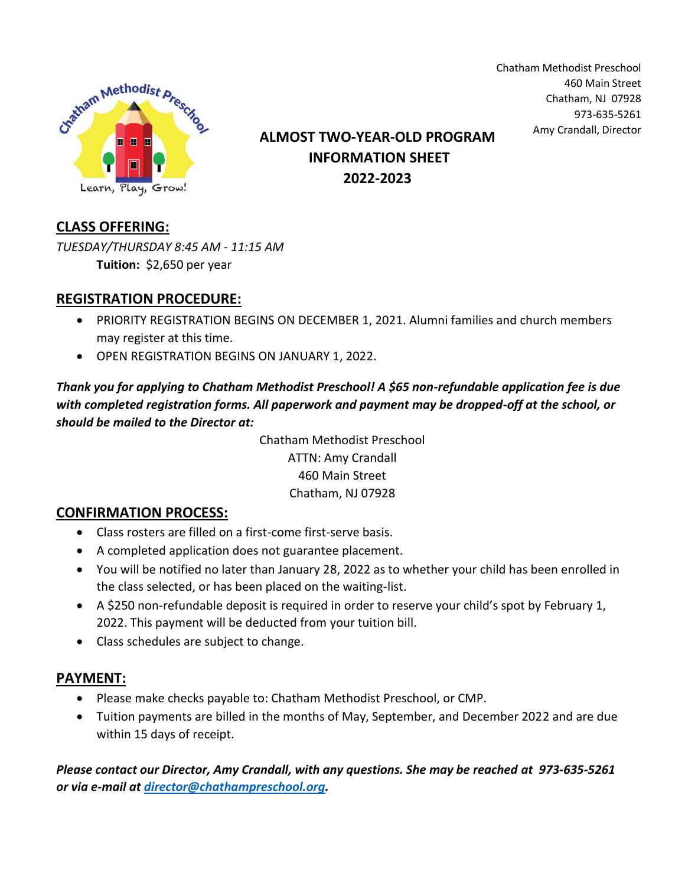Chatham Methodist Preschool
460 Main Street
Chatham, NJ 07928
973-635-5261
Amy Crandall, Director

# ALMOST TWO-YEAR-OLD PROGRAM INFORMATION SHEET 2022-2023

## CLASS OFFERING:

*TUESDAY/THURSDAY 8:45 AM - 11:15 AM*

**Tuition:** $2,650 per year

## REGISTRATION PROCEDURE:

- PRIORITY REGISTRATION BEGINS ON DECEMBER 1, 2021. Alumni families and church members may register at this time.
- OPEN REGISTRATION BEGINS ON JANUARY 1, 2022.

***Thank you for applying to Chatham Methodist Preschool! A $65 non-refundable application fee is due with completed registration forms. All paperwork and payment may be dropped-off at the school, or should be mailed to the Director at:***

Chatham Methodist Preschool
ATTN: Amy Crandall
460 Main Street
Chatham, NJ 07928

## CONFIRMATION PROCESS:

- Class rosters are filled on a first-come first-serve basis.
- A completed application does not guarantee placement.
- You will be notified no later than January 28, 2022 as to whether your child has been enrolled in the class selected, or has been placed on the waiting-list.
- A $250 non-refundable deposit is required in order to reserve your child's spot by February 1, 2022. This payment will be deducted from your tuition bill.
- Class schedules are subject to change.

## PAYMENT:

- Please make checks payable to: Chatham Methodist Preschool, or CMP.
- Tuition payments are billed in the months of May, September, and December 2022 and are due within 15 days of receipt.

***Please contact our Director, Amy Crandall, with any questions. She may be reached at 973-635-5261 or via e-mail at director@chathampreschool.org.***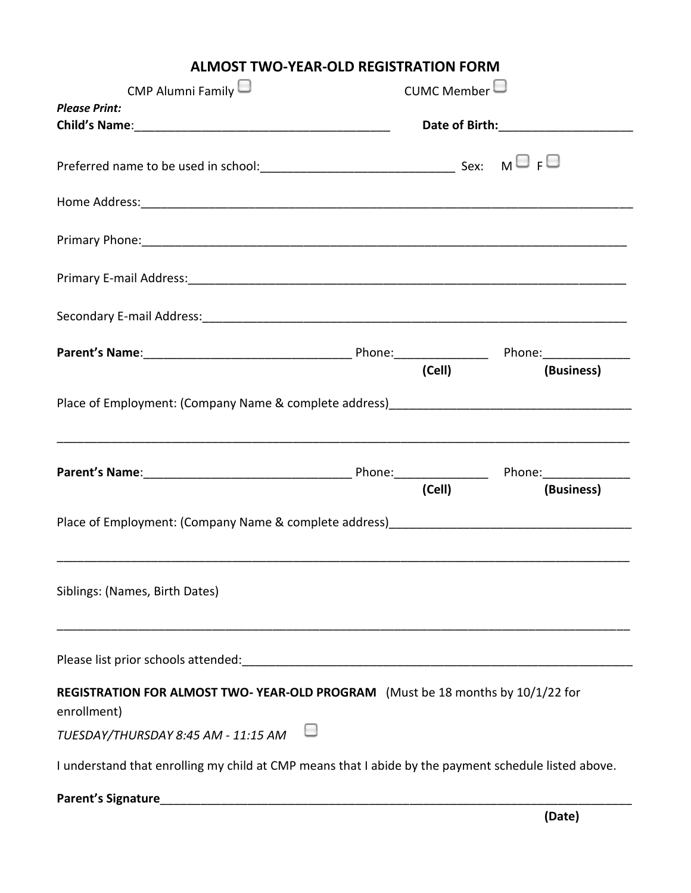# ALMOST TWO-YEAR-OLD REGISTRATION FORM

CMP Alumni Family ☐ CUMC Member ☐

***Please Print:***

**Child's Name**:_______________________________________ **Date of Birth:**____________________

Preferred name to be used in school:_____________________________ Sex: M ☐ F ☐

Home Address:___________________________________________________________________________

Primary Phone:__________________________________________________________________________

Primary E-mail Address:_________________________________________________________________

Secondary E-mail Address:_______________________________________________________________

**Parent's Name**:_______________________________ Phone:______________ Phone:_____________
**(Cell)** **(Business)**

Place of Employment: (Company Name & complete address)___________________________________

_______________________________________________________________________________________

**Parent's Name**:_______________________________ Phone:______________ Phone:_____________
**(Cell)** **(Business)**

Place of Employment: (Company Name & complete address)___________________________________

_______________________________________________________________________________________

Siblings: (Names, Birth Dates)

_______________________________________________________________________________________

Please list prior schools attended:_____________________________________________________

**REGISTRATION FOR ALMOST TWO- YEAR-OLD PROGRAM** (Must be 18 months by 10/1/22 for enrollment)

*TUESDAY/THURSDAY 8:45 AM - 11:15 AM* ☐

I understand that enrolling my child at CMP means that I abide by the payment schedule listed above.

**Parent's Signature**__________________________________________________________________
**(Date)**